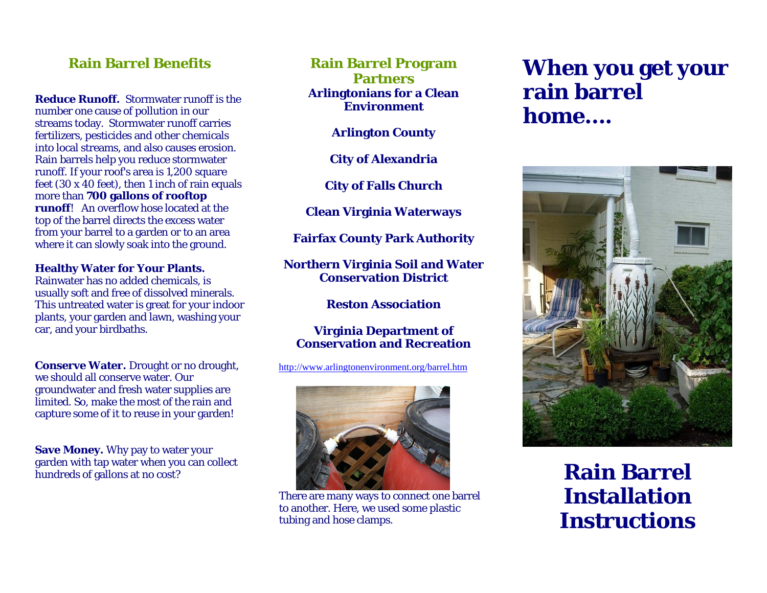## Rain Barrel Benefits

**Reduce Runoff.** Stormwater runoff is the number one cause of pollution in our streams today. Stormwater runoff carries fertilizers, pesticides and other chemicals into local streams, and also causes erosion. Rain barrels help you reduce stormwater runoff. If your roof's area is 1,200 square feet (30 x 40 feet), then 1 inch of rain equals more than **700 gallons of rooftop runoff**! An overflow hose located at the top of the barrel directs the excess water from your barrel to a garden or to an area where it can slowly soak into the ground.

**Healthy Water for Your Plants.** Rainwater has no added chemicals, is usually soft and free of dissolved minerals. This untreated water is great for your indoor plants, your garden and lawn, washing your car, and your birdbaths.

**Conserve Water.** Drought or no drought, we should all conserve water. Our groundwater and fresh water supplies are limited. So, make the most of the rain and capture some of it to reuse in your garden!

**Save Money.** Why pay to water your garden with tap water when you can collect hundreds of gallons at no cost?

## Rain Barrel Program Partners

**Arlingtonians for a Clean Environment**

**Arlington County**

**City of Alexandria**

**City of Falls Church**

**Clean Virginia Waterways**

**Fairfax County Park Authority**

**Northern Virginia Soil and Water Conservation District**

**Reston Association**

**Virginia Department of Conservation and Recreation**

http://www.arlingtonenvironment.org/barrel.htm

There are many ways to connect one barrel to another. Here, we used some plastic tubing and hose clamps.

# When you get your rain barrel home....

# Rain Barrel Installation Instructions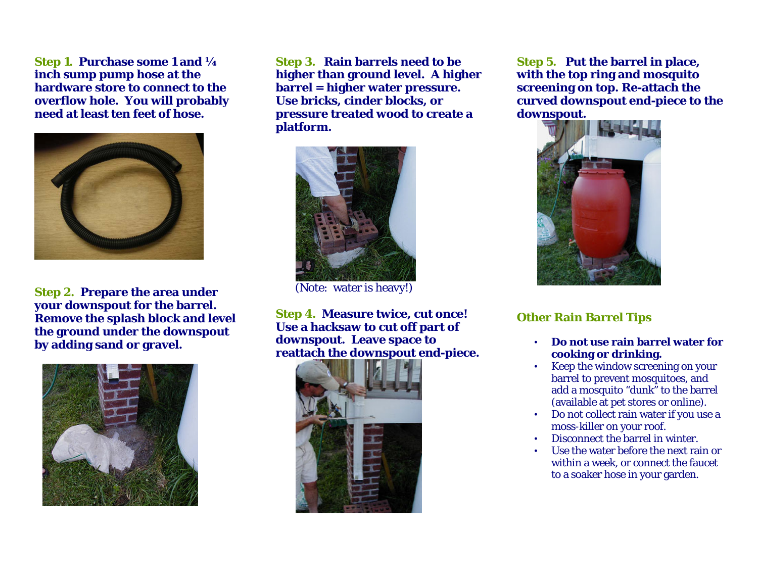**Step 1. Purchase some 1 and ¼ inch sump pump hose at the hardware store to connect to the overflow hole. You will probably need at least ten feet of hose.**

**Step 2. Prepare the area under your downspout for the barrel. Remove the splash block and level the ground under the downspout by adding sand or gravel.**

**Step 3. Rain barrels need to be higher than ground level. A higher barrel = higher water pressure. Use bricks, cinder blocks, or pressure treated wood to create a platform.**

(Note: water is heavy!)

**Step 4. Measure twice, cut once! Use a hacksaw to cut off part of downspout. Leave space to reattach the downspout end-piece.**

**Step 5. Put the barrel in place, with the top ring and mosquito screening on top. Re-attach the curved downspout end-piece to the downspout.**

## Other Rain Barrel Tips

- **Do not use rain barrel water for cooking or drinking.**
- Keep the window screening on your barrel to prevent mosquitoes, and add a mosquito "dunk" to the barrel (available at pet stores or online).
- Do not collect rain water if you use a moss-killer on your roof.
- Disconnect the barrel in winter.
- Use the water before the next rain or within a week, or connect the faucet to a soaker hose in your garden.